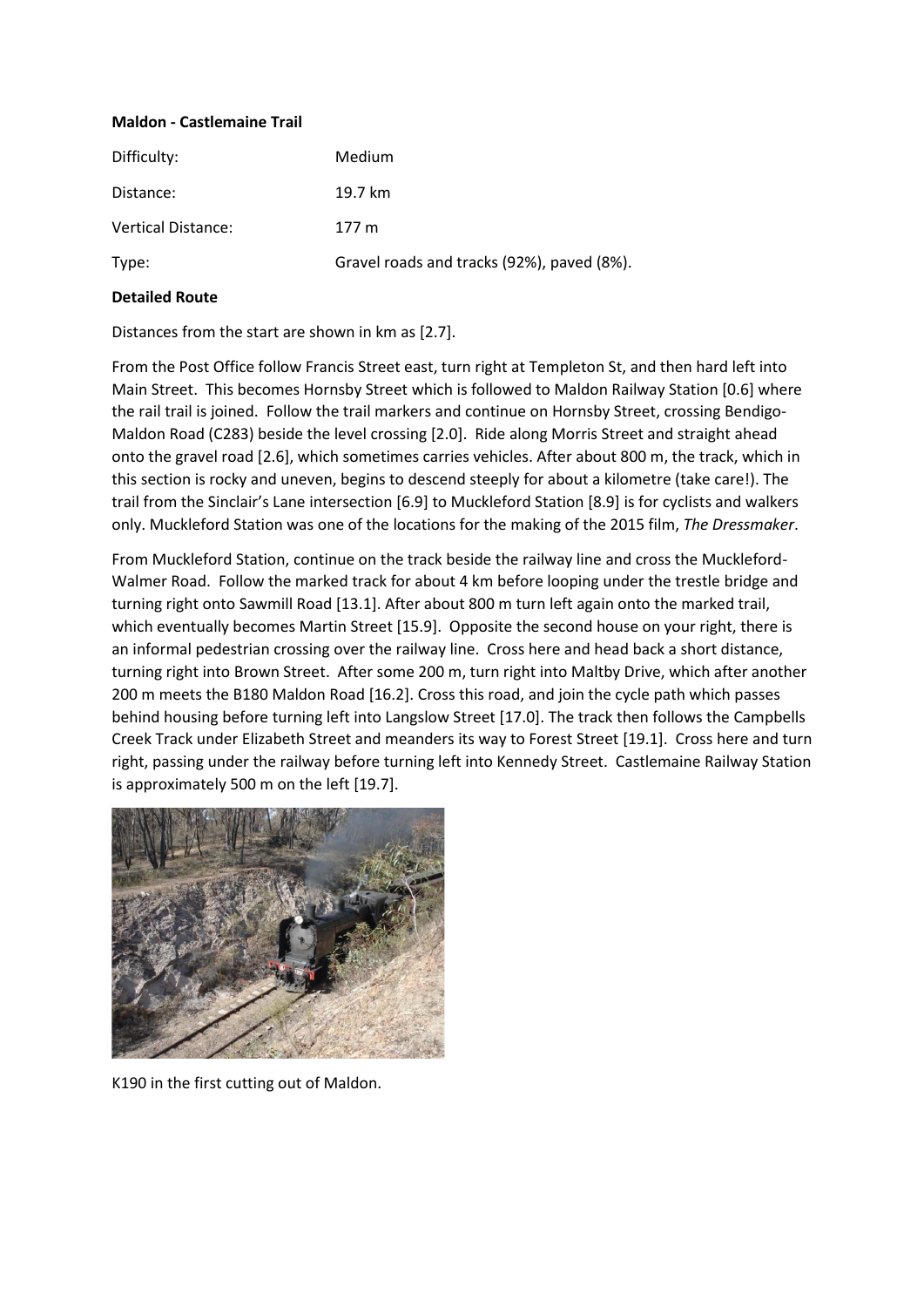**Maldon - Castlemaine Trail**

| Difficulty: | Medium |
|---|---|
| Distance: | 19.7 km |
| Vertical Distance: | 177 m |
| Type: | Gravel roads and tracks (92%), paved (8%). |

**Detailed Route**

Distances from the start are shown in km as [2.7].

From the Post Office follow Francis Street east, turn right at Templeton St, and then hard left into Main Street. This becomes Hornsby Street which is followed to Maldon Railway Station [0.6] where the rail trail is joined. Follow the trail markers and continue on Hornsby Street, crossing Bendigo-Maldon Road (C283) beside the level crossing [2.0]. Ride along Morris Street and straight ahead onto the gravel road [2.6], which sometimes carries vehicles. After about 800 m, the track, which in this section is rocky and uneven, begins to descend steeply for about a kilometre (take care!). The trail from the Sinclair's Lane intersection [6.9] to Muckleford Station [8.9] is for cyclists and walkers only. Muckleford Station was one of the locations for the making of the 2015 film, *The Dressmaker*.

From Muckleford Station, continue on the track beside the railway line and cross the Muckleford-Walmer Road. Follow the marked track for about 4 km before looping under the trestle bridge and turning right onto Sawmill Road [13.1]. After about 800 m turn left again onto the marked trail, which eventually becomes Martin Street [15.9]. Opposite the second house on your right, there is an informal pedestrian crossing over the railway line. Cross here and head back a short distance, turning right into Brown Street. After some 200 m, turn right into Maltby Drive, which after another 200 m meets the B180 Maldon Road [16.2]. Cross this road, and join the cycle path which passes behind housing before turning left into Langslow Street [17.0]. The track then follows the Campbells Creek Track under Elizabeth Street and meanders its way to Forest Street [19.1]. Cross here and turn right, passing under the railway before turning left into Kennedy Street. Castlemaine Railway Station is approximately 500 m on the left [19.7].

K190 in the first cutting out of Maldon.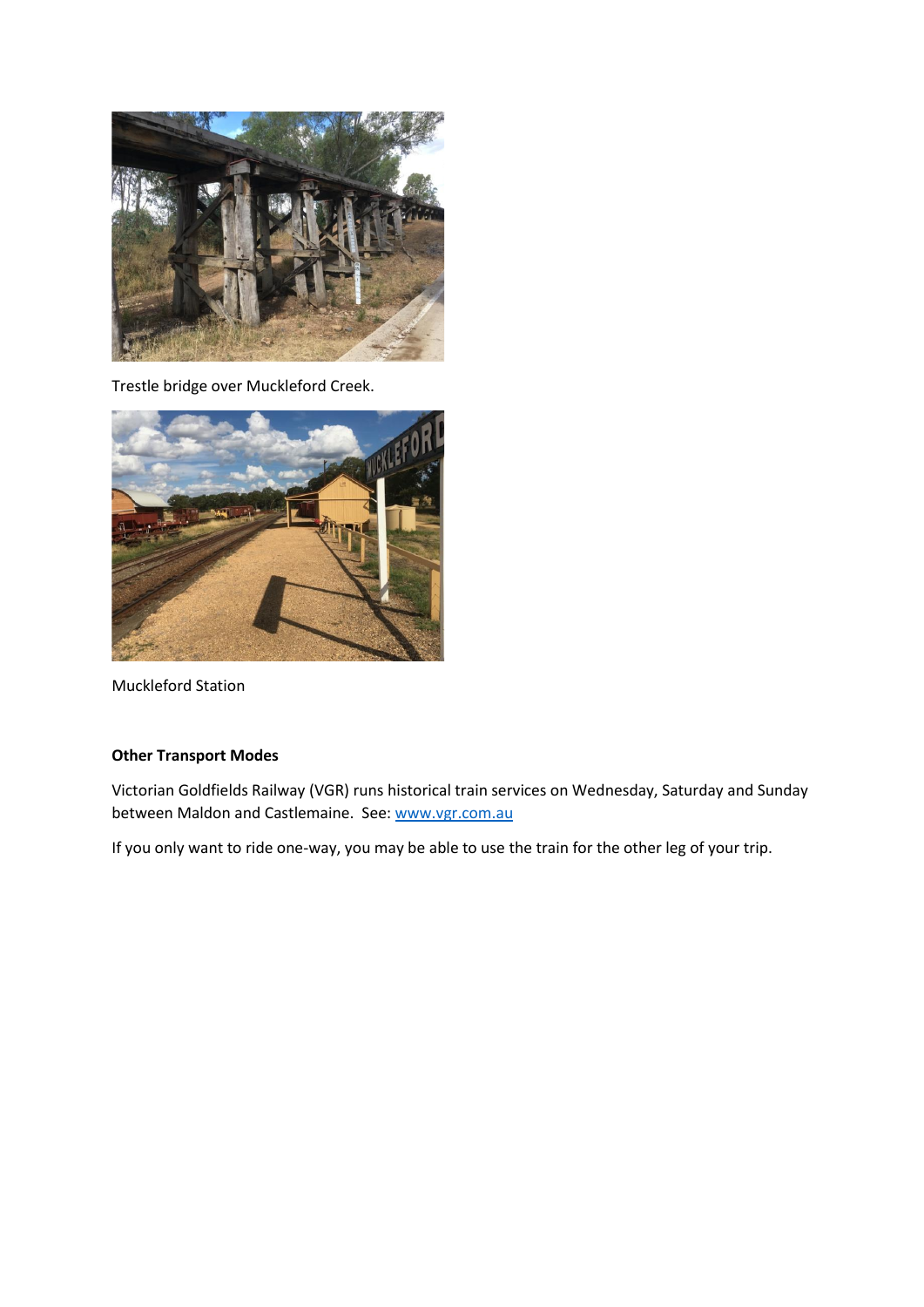Trestle bridge over Muckleford Creek.

Muckleford Station

**Other Transport Modes**

Victorian Goldfields Railway (VGR) runs historical train services on Wednesday, Saturday and Sunday between Maldon and Castlemaine. See: [www.vgr.com.au](http://www.vgr.com.au)

If you only want to ride one-way, you may be able to use the train for the other leg of your trip.